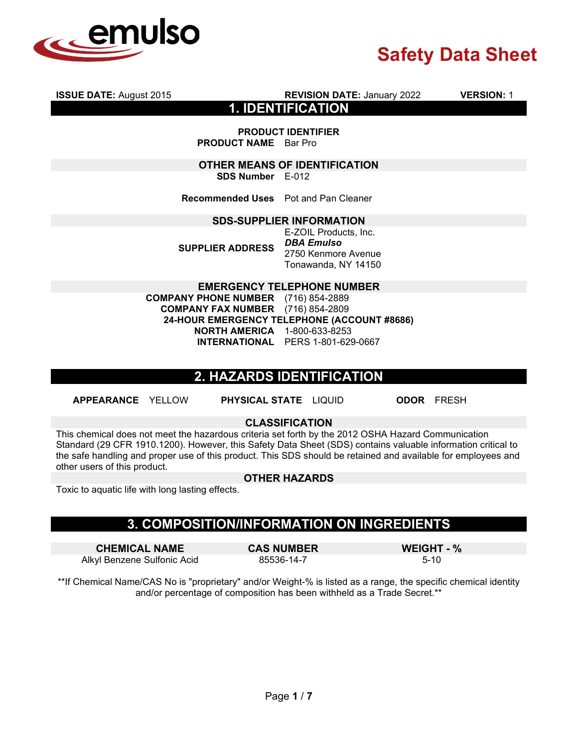emulso

# Safety Data Sheet

**ISSUE DATE:** August 2015 **REVISION DATE:** January 2022 **VERSION:** 1

## 1. IDENTIFICATION

### PRODUCT IDENTIFIER

**PRODUCT NAME** Bar Pro

### OTHER MEANS OF IDENTIFICATION

**SDS Number** E-012

**Recommended Uses** Pot and Pan Cleaner

### SDS-SUPPLIER INFORMATION

**SUPPLIER ADDRESS**
E-ZOIL Products, Inc.
***DBA Emulso***
2750 Kenmore Avenue
Tonawanda, NY 14150

### EMERGENCY TELEPHONE NUMBER

**COMPANY PHONE NUMBER** (716) 854-2889
**COMPANY FAX NUMBER** (716) 854-2809
**24-HOUR EMERGENCY TELEPHONE (ACCOUNT #8686)**
**NORTH AMERICA** 1-800-633-8253
**INTERNATIONAL** PERS 1-801-629-0667

## 2. HAZARDS IDENTIFICATION

**APPEARANCE** YELLOW **PHYSICAL STATE** LIQUID **ODOR** FRESH

### CLASSIFICATION

This chemical does not meet the hazardous criteria set forth by the 2012 OSHA Hazard Communication Standard (29 CFR 1910.1200). However, this Safety Data Sheet (SDS) contains valuable information critical to the safe handling and proper use of this product. This SDS should be retained and available for employees and other users of this product.

### OTHER HAZARDS

Toxic to aquatic life with long lasting effects.

## 3. COMPOSITION/INFORMATION ON INGREDIENTS

| CHEMICAL NAME | CAS NUMBER | WEIGHT - % |
| --- | --- | --- |
| Alkyl Benzene Sulfonic Acid | 85536-14-7 | 5-10 |

**If Chemical Name/CAS No is "proprietary" and/or Weight-% is listed as a range, the specific chemical identity and/or percentage of composition has been withheld as a Trade Secret.**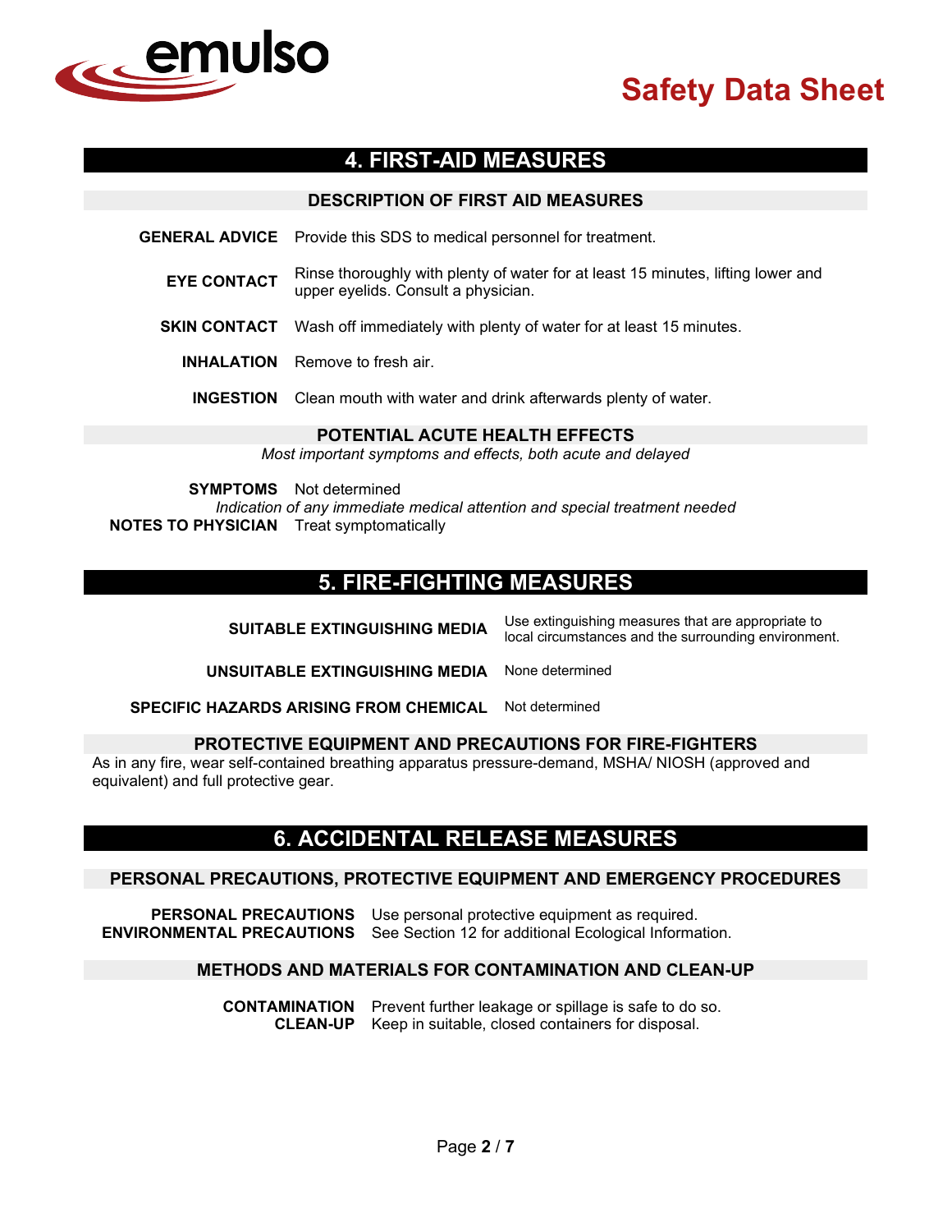## 4. FIRST-AID MEASURES

### DESCRIPTION OF FIRST AID MEASURES

**GENERAL ADVICE** Provide this SDS to medical personnel for treatment.

**EYE CONTACT** Rinse thoroughly with plenty of water for at least 15 minutes, lifting lower and upper eyelids. Consult a physician.

**SKIN CONTACT** Wash off immediately with plenty of water for at least 15 minutes.

**INHALATION** Remove to fresh air.

**INGESTION** Clean mouth with water and drink afterwards plenty of water.

### POTENTIAL ACUTE HEALTH EFFECTS

*Most important symptoms and effects, both acute and delayed*

**SYMPTOMS** Not determined

*Indication of any immediate medical attention and special treatment needed*

**NOTES TO PHYSICIAN** Treat symptomatically

## 5. FIRE-FIGHTING MEASURES

**SUITABLE EXTINGUISHING MEDIA** Use extinguishing measures that are appropriate to local circumstances and the surrounding environment.

**UNSUITABLE EXTINGUISHING MEDIA** None determined

**SPECIFIC HAZARDS ARISING FROM CHEMICAL** Not determined

### PROTECTIVE EQUIPMENT AND PRECAUTIONS FOR FIRE-FIGHTERS

As in any fire, wear self-contained breathing apparatus pressure-demand, MSHA/ NIOSH (approved and equivalent) and full protective gear.

## 6. ACCIDENTAL RELEASE MEASURES

### PERSONAL PRECAUTIONS, PROTECTIVE EQUIPMENT AND EMERGENCY PROCEDURES

**PERSONAL PRECAUTIONS** Use personal protective equipment as required.

**ENVIRONMENTAL PRECAUTIONS** See Section 12 for additional Ecological Information.

### METHODS AND MATERIALS FOR CONTAMINATION AND CLEAN-UP

**CONTAMINATION** Prevent further leakage or spillage is safe to do so.

**CLEAN-UP** Keep in suitable, closed containers for disposal.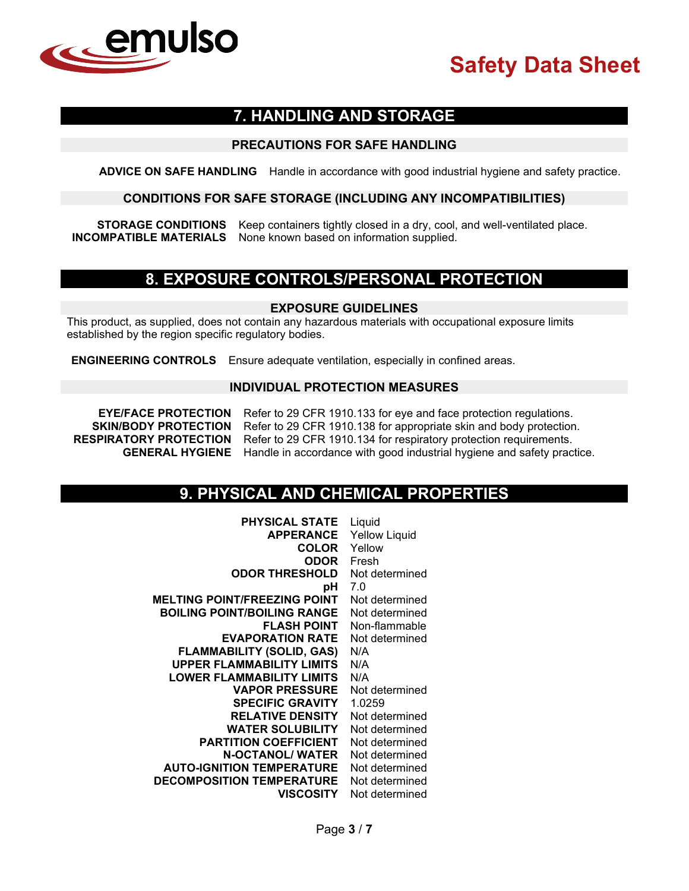## 7. HANDLING AND STORAGE

### PRECAUTIONS FOR SAFE HANDLING

**ADVICE ON SAFE HANDLING** Handle in accordance with good industrial hygiene and safety practice.

### CONDITIONS FOR SAFE STORAGE (INCLUDING ANY INCOMPATIBILITIES)

**STORAGE CONDITIONS** Keep containers tightly closed in a dry, cool, and well-ventilated place.
**INCOMPATIBLE MATERIALS** None known based on information supplied.

## 8. EXPOSURE CONTROLS/PERSONAL PROTECTION

### EXPOSURE GUIDELINES

This product, as supplied, does not contain any hazardous materials with occupational exposure limits established by the region specific regulatory bodies.

**ENGINEERING CONTROLS** Ensure adequate ventilation, especially in confined areas.

### INDIVIDUAL PROTECTION MEASURES

**EYE/FACE PROTECTION** Refer to 29 CFR 1910.133 for eye and face protection regulations.
**SKIN/BODY PROTECTION** Refer to 29 CFR 1910.138 for appropriate skin and body protection.
**RESPIRATORY PROTECTION** Refer to 29 CFR 1910.134 for respiratory protection requirements.
**GENERAL HYGIENE** Handle in accordance with good industrial hygiene and safety practice.

## 9. PHYSICAL AND CHEMICAL PROPERTIES

| | |
|---|---|
| **PHYSICAL STATE** | Liquid |
| **APPERANCE** | Yellow Liquid |
| **COLOR** | Yellow |
| **ODOR** | Fresh |
| **ODOR THRESHOLD** | Not determined |
| **pH** | 7.0 |
| **MELTING POINT/FREEZING POINT** | Not determined |
| **BOILING POINT/BOILING RANGE** | Not determined |
| **FLASH POINT** | Non-flammable |
| **EVAPORATION RATE** | Not determined |
| **FLAMMABILITY (SOLID, GAS)** | N/A |
| **UPPER FLAMMABILITY LIMITS** | N/A |
| **LOWER FLAMMABILITY LIMITS** | N/A |
| **VAPOR PRESSURE** | Not determined |
| **SPECIFIC GRAVITY** | 1.0259 |
| **RELATIVE DENSITY** | Not determined |
| **WATER SOLUBILITY** | Not determined |
| **PARTITION COEFFICIENT** | Not determined |
| **N-OCTANOL/ WATER** | Not determined |
| **AUTO-IGNITION TEMPERATURE** | Not determined |
| **DECOMPOSITION TEMPERATURE** | Not determined |
| **VISCOSITY** | Not determined |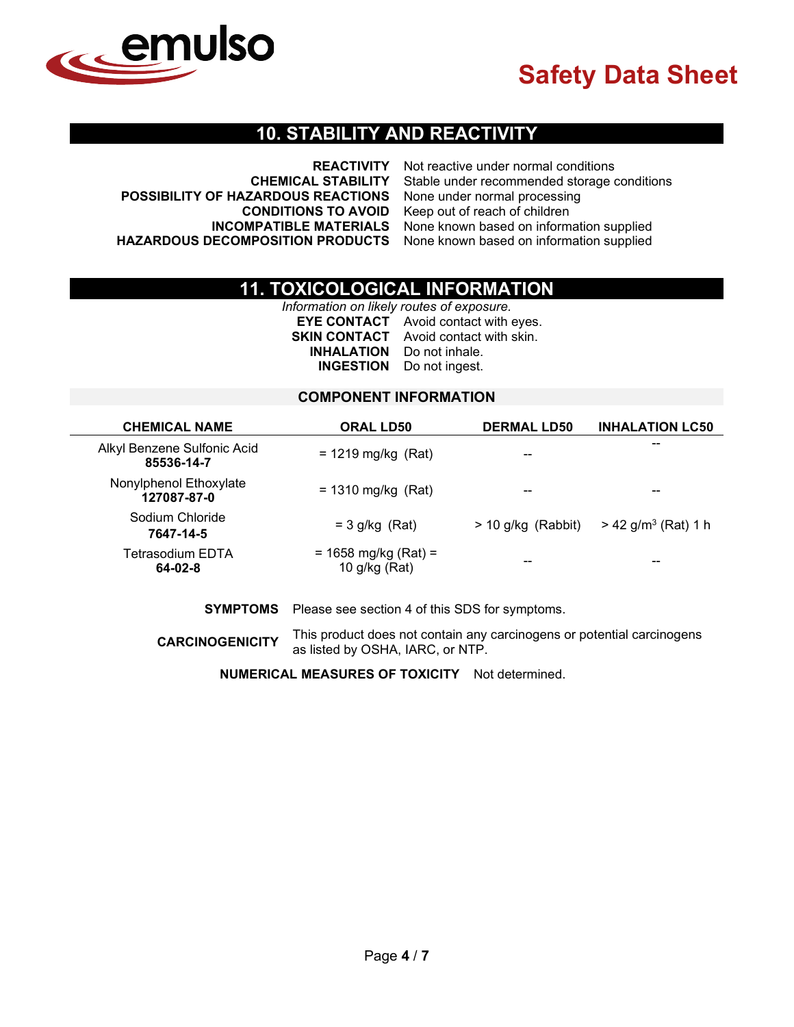## 10. STABILITY AND REACTIVITY

**REACTIVITY** Not reactive under normal conditions
**CHEMICAL STABILITY** Stable under recommended storage conditions
**POSSIBILITY OF HAZARDOUS REACTIONS** None under normal processing
**CONDITIONS TO AVOID** Keep out of reach of children
**INCOMPATIBLE MATERIALS** None known based on information supplied
**HAZARDOUS DECOMPOSITION PRODUCTS** None known based on information supplied

## 11. TOXICOLOGICAL INFORMATION

*Information on likely routes of exposure.*

**EYE CONTACT** Avoid contact with eyes.
**SKIN CONTACT** Avoid contact with skin.
**INHALATION** Do not inhale.
**INGESTION** Do not ingest.

### COMPONENT INFORMATION

| CHEMICAL NAME | ORAL LD50 | DERMAL LD50 | INHALATION LC50 |
|---|---|---|---|
| Alkyl Benzene Sulfonic Acid **85536-14-7** | = 1219 mg/kg (Rat) | -- | -- |
| Nonylphenol Ethoxylate **127087-87-0** | = 1310 mg/kg (Rat) | -- | -- |
| Sodium Chloride **7647-14-5** | = 3 g/kg (Rat) | > 10 g/kg (Rabbit) | > 42 g/m$^3$ (Rat) 1 h |
| Tetrasodium EDTA **64-02-8** | = 1658 mg/kg (Rat) = 10 g/kg (Rat) | -- | -- |

**SYMPTOMS** Please see section 4 of this SDS for symptoms.

**CARCINOGENICITY** This product does not contain any carcinogens or potential carcinogens as listed by OSHA, IARC, or NTP.

**NUMERICAL MEASURES OF TOXICITY** Not determined.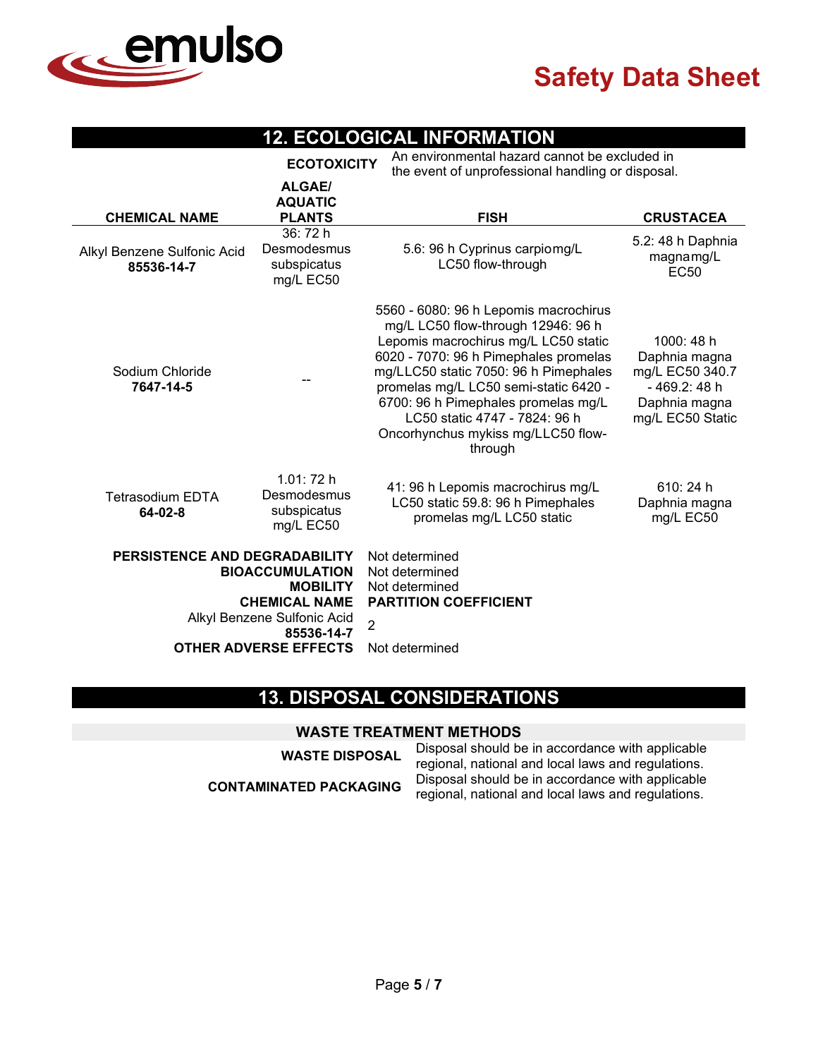## 12. ECOLOGICAL INFORMATION

**ECOTOXICITY** An environmental hazard cannot be excluded in the event of unprofessional handling or disposal.

| CHEMICAL NAME | ALGAE/ AQUATIC PLANTS | FISH | CRUSTACEA |
|---|---|---|---|
| Alkyl Benzene Sulfonic Acid **85536-14-7** | 36: 72 h Desmodesmus subspicatus mg/L EC50 | 5.6: 96 h Cyprinus carpiomg/L LC50 flow-through | 5.2: 48 h Daphnia magnamg/L EC50 |
| Sodium Chloride **7647-14-5** | -- | 5560 - 6080: 96 h Lepomis macrochirus mg/L LC50 flow-through 12946: 96 h Lepomis macrochirus mg/L LC50 static 6020 - 7070: 96 h Pimephales promelas mg/LLC50 static 7050: 96 h Pimephales promelas mg/L LC50 semi-static 6420 - 6700: 96 h Pimephales promelas mg/L LC50 static 4747 - 7824: 96 h Oncorhynchus mykiss mg/LLC50 flow-through | 1000: 48 h Daphnia magna mg/L EC50 340.7 - 469.2: 48 h Daphnia magna mg/L EC50 Static |
| Tetrasodium EDTA **64-02-8** | 1.01: 72 h Desmodesmus subspicatus mg/L EC50 | 41: 96 h Lepomis macrochirus mg/L LC50 static 59.8: 96 h Pimephales promelas mg/L LC50 static | 610: 24 h Daphnia magna mg/L EC50 |

**PERSISTENCE AND DEGRADABILITY** Not determined

**BIOACCUMULATION** Not determined

**MOBILITY** Not determined

| CHEMICAL NAME | PARTITION COEFFICIENT |
|---|---|
| Alkyl Benzene Sulfonic Acid **85536-14-7** | 2 |

**OTHER ADVERSE EFFECTS** Not determined

## 13. DISPOSAL CONSIDERATIONS

### WASTE TREATMENT METHODS

**WASTE DISPOSAL** Disposal should be in accordance with applicable regional, national and local laws and regulations.

**CONTAMINATED PACKAGING** Disposal should be in accordance with applicable regional, national and local laws and regulations.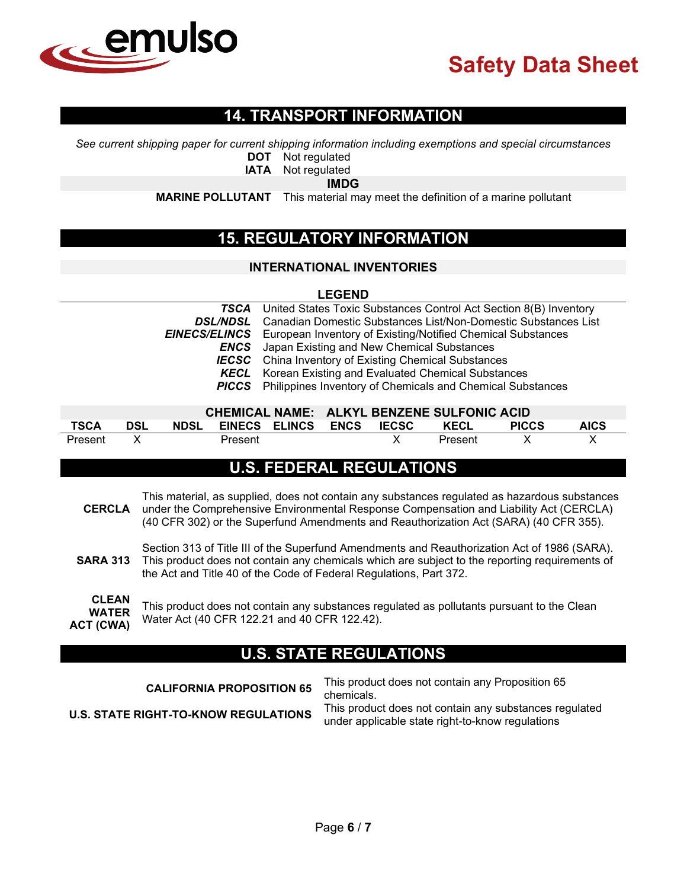## 14. TRANSPORT INFORMATION

*See current shipping paper for current shipping information including exemptions and special circumstances*

**DOT** Not regulated

**IATA** Not regulated

**IMDG**

**MARINE POLLUTANT** This material may meet the definition of a marine pollutant

## 15. REGULATORY INFORMATION

### INTERNATIONAL INVENTORIES

**LEGEND**

| | |
|---|---|
| ***TSCA*** | United States Toxic Substances Control Act Section 8(B) Inventory |
| ***DSL/NDSL*** | Canadian Domestic Substances List/Non-Domestic Substances List |
| ***EINECS/ELINCS*** | European Inventory of Existing/Notified Chemical Substances |
| ***ENCS*** | Japan Existing and New Chemical Substances |
| ***IECSC*** | China Inventory of Existing Chemical Substances |
| ***KECL*** | Korean Existing and Evaluated Chemical Substances |
| ***PICCS*** | Philippines Inventory of Chemicals and Chemical Substances |

**CHEMICAL NAME: ALKYL BENZENE SULFONIC ACID**

| TSCA | DSL | NDSL | EINECS | ELINCS | ENCS | IECSC | KECL | PICCS | AICS |
|---|---|---|---|---|---|---|---|---|---|
| Present | X | | Present | | | X | Present | X | X |

## U.S. FEDERAL REGULATIONS

**CERCLA** This material, as supplied, does not contain any substances regulated as hazardous substances under the Comprehensive Environmental Response Compensation and Liability Act (CERCLA) (40 CFR 302) or the Superfund Amendments and Reauthorization Act (SARA) (40 CFR 355).

**SARA 313** Section 313 of Title III of the Superfund Amendments and Reauthorization Act of 1986 (SARA). This product does not contain any chemicals which are subject to the reporting requirements of the Act and Title 40 of the Code of Federal Regulations, Part 372.

**CLEAN WATER ACT (CWA)** This product does not contain any substances regulated as pollutants pursuant to the Clean Water Act (40 CFR 122.21 and 40 CFR 122.42).

## U.S. STATE REGULATIONS

**CALIFORNIA PROPOSITION 65** This product does not contain any Proposition 65 chemicals.

**U.S. STATE RIGHT-TO-KNOW REGULATIONS** This product does not contain any substances regulated under applicable state right-to-know regulations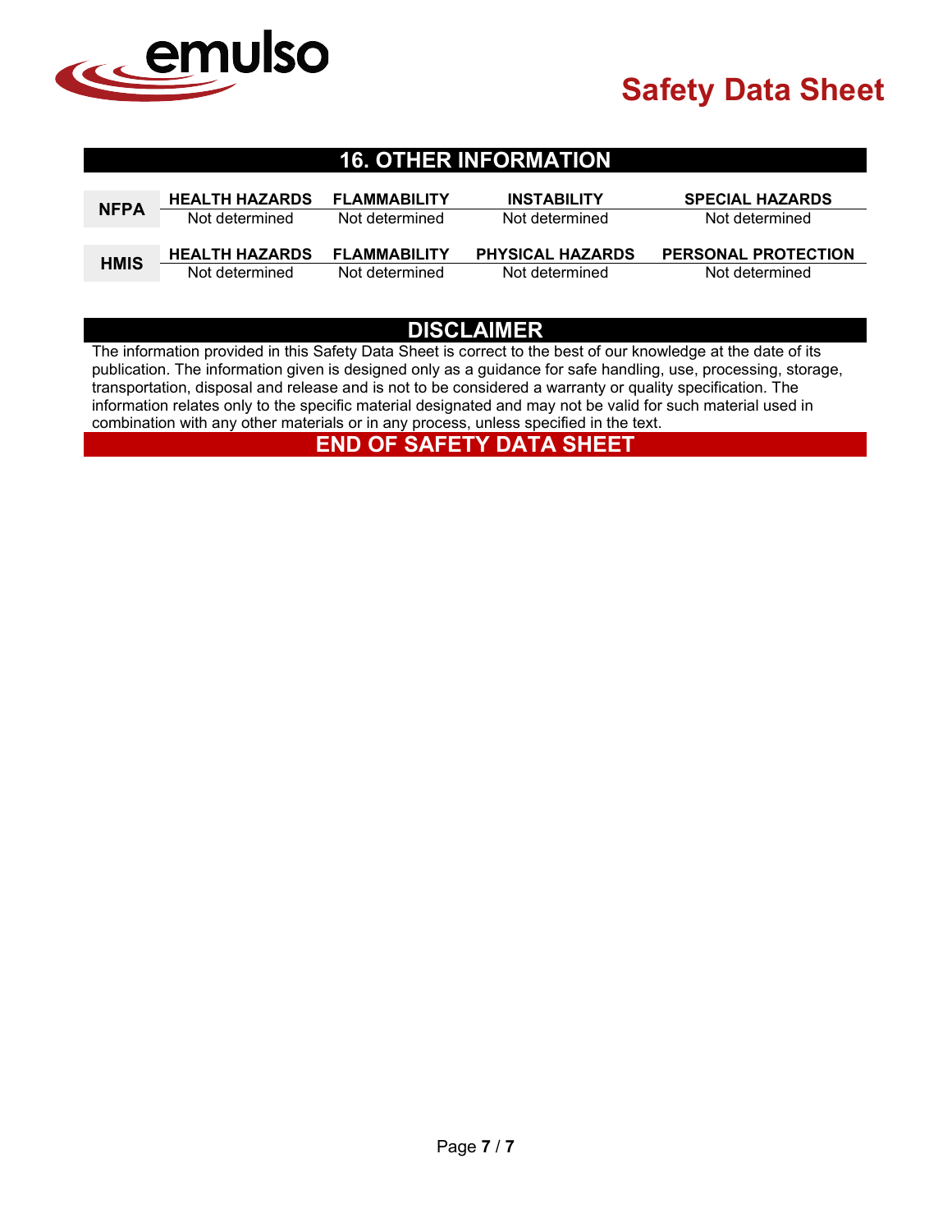## 16. OTHER INFORMATION

| | HEALTH HAZARDS | FLAMMABILITY | INSTABILITY | SPECIAL HAZARDS |
|---|---|---|---|---|
| **NFPA** | Not determined | Not determined | Not determined | Not determined |

| | HEALTH HAZARDS | FLAMMABILITY | PHYSICAL HAZARDS | PERSONAL PROTECTION |
|---|---|---|---|---|
| **HMIS** | Not determined | Not determined | Not determined | Not determined |

## DISCLAIMER

The information provided in this Safety Data Sheet is correct to the best of our knowledge at the date of its publication. The information given is designed only as a guidance for safe handling, use, processing, storage, transportation, disposal and release and is not to be considered a warranty or quality specification. The information relates only to the specific material designated and may not be valid for such material used in combination with any other materials or in any process, unless specified in the text.

**END OF SAFETY DATA SHEET**